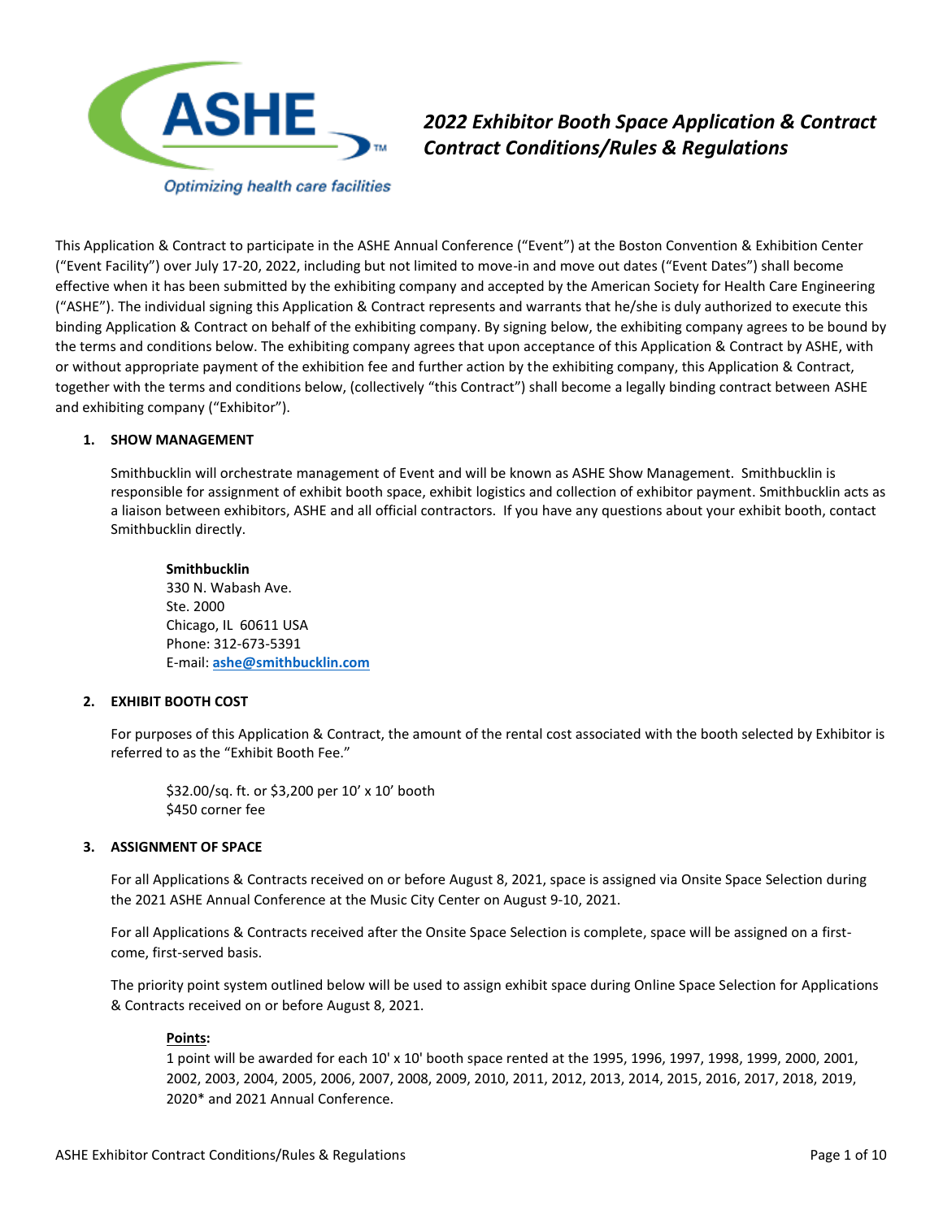# 2022 Exhibitor Booth Space Application & Contract
## Contract Conditions/Rules & Regulations

This Application & Contract to participate in the ASHE Annual Conference ("Event") at the Boston Convention & Exhibition Center ("Event Facility") over July 17-20, 2022, including but not limited to move-in and move out dates ("Event Dates") shall become effective when it has been submitted by the exhibiting company and accepted by the American Society for Health Care Engineering ("ASHE"). The individual signing this Application & Contract represents and warrants that he/she is duly authorized to execute this binding Application & Contract on behalf of the exhibiting company. By signing below, the exhibiting company agrees to be bound by the terms and conditions below. The exhibiting company agrees that upon acceptance of this Application & Contract by ASHE, with or without appropriate payment of the exhibition fee and further action by the exhibiting company, this Application & Contract, together with the terms and conditions below, (collectively "this Contract") shall become a legally binding contract between ASHE and exhibiting company ("Exhibitor").

### 1. SHOW MANAGEMENT

Smithbucklin will orchestrate management of Event and will be known as ASHE Show Management. Smithbucklin is responsible for assignment of exhibit booth space, exhibit logistics and collection of exhibitor payment. Smithbucklin acts as a liaison between exhibitors, ASHE and all official contractors. If you have any questions about your exhibit booth, contact Smithbucklin directly.

**Smithbucklin**
330 N. Wabash Ave.
Ste. 2000
Chicago, IL 60611 USA
Phone: 312-673-5391
E-mail: **ashe@smithbucklin.com**

### 2. EXHIBIT BOOTH COST

For purposes of this Application & Contract, the amount of the rental cost associated with the booth selected by Exhibitor is referred to as the "Exhibit Booth Fee."

$32.00/sq. ft. or $3,200 per 10' x 10' booth
$450 corner fee

### 3. ASSIGNMENT OF SPACE

For all Applications & Contracts received on or before August 8, 2021, space is assigned via Onsite Space Selection during the 2021 ASHE Annual Conference at the Music City Center on August 9-10, 2021.

For all Applications & Contracts received after the Onsite Space Selection is complete, space will be assigned on a first-come, first-served basis.

The priority point system outlined below will be used to assign exhibit space during Online Space Selection for Applications & Contracts received on or before August 8, 2021.

**Points:**
1 point will be awarded for each 10' x 10' booth space rented at the 1995, 1996, 1997, 1998, 1999, 2000, 2001, 2002, 2003, 2004, 2005, 2006, 2007, 2008, 2009, 2010, 2011, 2012, 2013, 2014, 2015, 2016, 2017, 2018, 2019, 2020* and 2021 Annual Conference.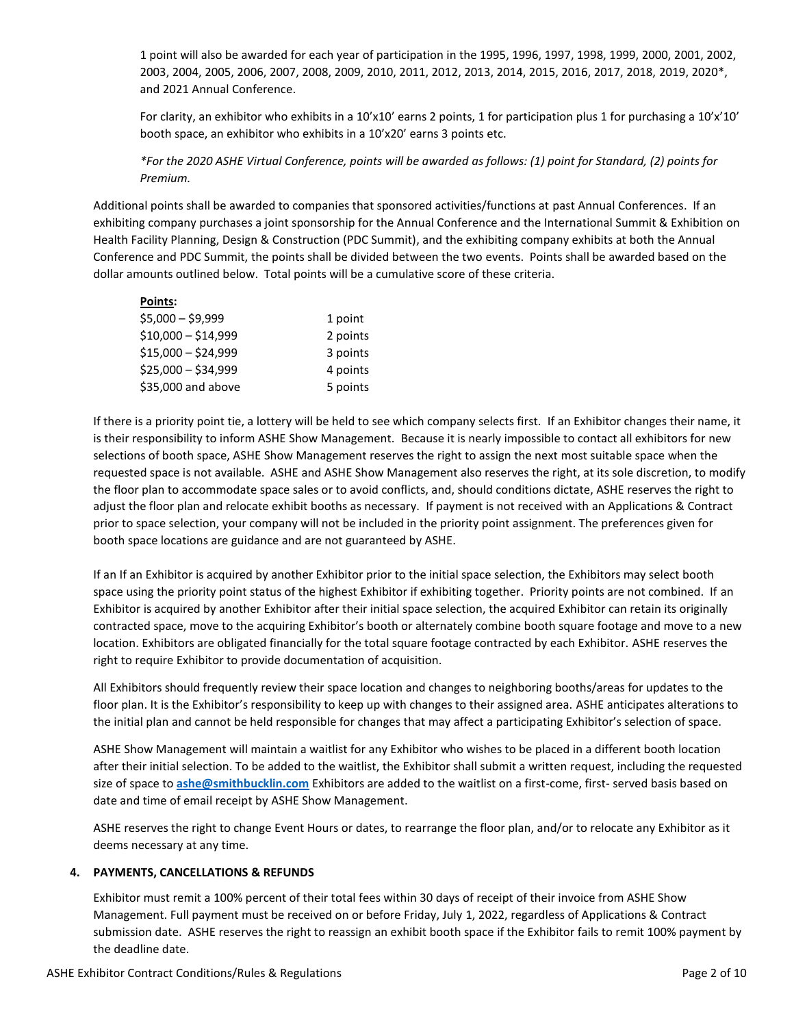1 point will also be awarded for each year of participation in the 1995, 1996, 1997, 1998, 1999, 2000, 2001, 2002, 2003, 2004, 2005, 2006, 2007, 2008, 2009, 2010, 2011, 2012, 2013, 2014, 2015, 2016, 2017, 2018, 2019, 2020*, and 2021 Annual Conference.

For clarity, an exhibitor who exhibits in a 10'x10' earns 2 points, 1 for participation plus 1 for purchasing a 10'x'10' booth space, an exhibitor who exhibits in a 10'x20' earns 3 points etc.

*\*For the 2020 ASHE Virtual Conference, points will be awarded as follows: (1) point for Standard, (2) points for Premium.*

Additional points shall be awarded to companies that sponsored activities/functions at past Annual Conferences. If an exhibiting company purchases a joint sponsorship for the Annual Conference and the International Summit & Exhibition on Health Facility Planning, Design & Construction (PDC Summit), and the exhibiting company exhibits at both the Annual Conference and PDC Summit, the points shall be divided between the two events. Points shall be awarded based on the dollar amounts outlined below. Total points will be a cumulative score of these criteria.

**Points:**

| | |
|---|---|
| $5,000 – $9,999 | 1 point |
| $10,000 – $14,999 | 2 points |
| $15,000 – $24,999 | 3 points |
| $25,000 – $34,999 | 4 points |
| $35,000 and above | 5 points |

If there is a priority point tie, a lottery will be held to see which company selects first. If an Exhibitor changes their name, it is their responsibility to inform ASHE Show Management. Because it is nearly impossible to contact all exhibitors for new selections of booth space, ASHE Show Management reserves the right to assign the next most suitable space when the requested space is not available. ASHE and ASHE Show Management also reserves the right, at its sole discretion, to modify the floor plan to accommodate space sales or to avoid conflicts, and, should conditions dictate, ASHE reserves the right to adjust the floor plan and relocate exhibit booths as necessary. If payment is not received with an Applications & Contract prior to space selection, your company will not be included in the priority point assignment. The preferences given for booth space locations are guidance and are not guaranteed by ASHE.

If an If an Exhibitor is acquired by another Exhibitor prior to the initial space selection, the Exhibitors may select booth space using the priority point status of the highest Exhibitor if exhibiting together. Priority points are not combined. If an Exhibitor is acquired by another Exhibitor after their initial space selection, the acquired Exhibitor can retain its originally contracted space, move to the acquiring Exhibitor's booth or alternately combine booth square footage and move to a new location. Exhibitors are obligated financially for the total square footage contracted by each Exhibitor. ASHE reserves the right to require Exhibitor to provide documentation of acquisition.

All Exhibitors should frequently review their space location and changes to neighboring booths/areas for updates to the floor plan. It is the Exhibitor's responsibility to keep up with changes to their assigned area. ASHE anticipates alterations to the initial plan and cannot be held responsible for changes that may affect a participating Exhibitor's selection of space.

ASHE Show Management will maintain a waitlist for any Exhibitor who wishes to be placed in a different booth location after their initial selection. To be added to the waitlist, the Exhibitor shall submit a written request, including the requested size of space to **ashe@smithbucklin.com** Exhibitors are added to the waitlist on a first-come, first- served basis based on date and time of email receipt by ASHE Show Management.

ASHE reserves the right to change Event Hours or dates, to rearrange the floor plan, and/or to relocate any Exhibitor as it deems necessary at any time.

## 4. PAYMENTS, CANCELLATIONS & REFUNDS

Exhibitor must remit a 100% percent of their total fees within 30 days of receipt of their invoice from ASHE Show Management. Full payment must be received on or before Friday, July 1, 2022, regardless of Applications & Contract submission date. ASHE reserves the right to reassign an exhibit booth space if the Exhibitor fails to remit 100% payment by the deadline date.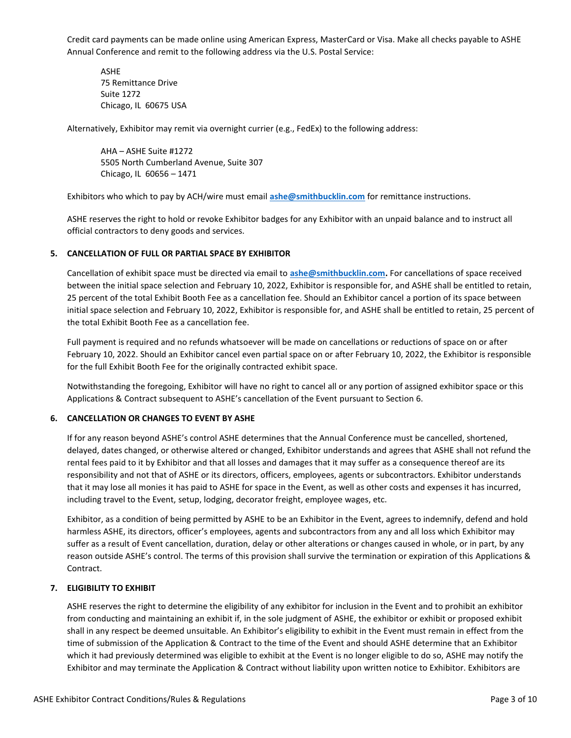Credit card payments can be made online using American Express, MasterCard or Visa. Make all checks payable to ASHE Annual Conference and remit to the following address via the U.S. Postal Service:

ASHE
75 Remittance Drive
Suite 1272
Chicago, IL 60675 USA

Alternatively, Exhibitor may remit via overnight currier (e.g., FedEx) to the following address:

AHA – ASHE Suite #1272
5505 North Cumberland Avenue, Suite 307
Chicago, IL 60656 – 1471

Exhibitors who which to pay by ACH/wire must email **ashe@smithbucklin.com** for remittance instructions.

ASHE reserves the right to hold or revoke Exhibitor badges for any Exhibitor with an unpaid balance and to instruct all official contractors to deny goods and services.

## 5. CANCELLATION OF FULL OR PARTIAL SPACE BY EXHIBITOR

Cancellation of exhibit space must be directed via email to **ashe@smithbucklin.com.** For cancellations of space received between the initial space selection and February 10, 2022, Exhibitor is responsible for, and ASHE shall be entitled to retain, 25 percent of the total Exhibit Booth Fee as a cancellation fee. Should an Exhibitor cancel a portion of its space between initial space selection and February 10, 2022, Exhibitor is responsible for, and ASHE shall be entitled to retain, 25 percent of the total Exhibit Booth Fee as a cancellation fee.

Full payment is required and no refunds whatsoever will be made on cancellations or reductions of space on or after February 10, 2022. Should an Exhibitor cancel even partial space on or after February 10, 2022, the Exhibitor is responsible for the full Exhibit Booth Fee for the originally contracted exhibit space.

Notwithstanding the foregoing, Exhibitor will have no right to cancel all or any portion of assigned exhibitor space or this Applications & Contract subsequent to ASHE's cancellation of the Event pursuant to Section 6.

## 6. CANCELLATION OR CHANGES TO EVENT BY ASHE

If for any reason beyond ASHE's control ASHE determines that the Annual Conference must be cancelled, shortened, delayed, dates changed, or otherwise altered or changed, Exhibitor understands and agrees that ASHE shall not refund the rental fees paid to it by Exhibitor and that all losses and damages that it may suffer as a consequence thereof are its responsibility and not that of ASHE or its directors, officers, employees, agents or subcontractors. Exhibitor understands that it may lose all monies it has paid to ASHE for space in the Event, as well as other costs and expenses it has incurred, including travel to the Event, setup, lodging, decorator freight, employee wages, etc.

Exhibitor, as a condition of being permitted by ASHE to be an Exhibitor in the Event, agrees to indemnify, defend and hold harmless ASHE, its directors, officer's employees, agents and subcontractors from any and all loss which Exhibitor may suffer as a result of Event cancellation, duration, delay or other alterations or changes caused in whole, or in part, by any reason outside ASHE's control. The terms of this provision shall survive the termination or expiration of this Applications & Contract.

## 7. ELIGIBILITY TO EXHIBIT

ASHE reserves the right to determine the eligibility of any exhibitor for inclusion in the Event and to prohibit an exhibitor from conducting and maintaining an exhibit if, in the sole judgment of ASHE, the exhibitor or exhibit or proposed exhibit shall in any respect be deemed unsuitable. An Exhibitor's eligibility to exhibit in the Event must remain in effect from the time of submission of the Application & Contract to the time of the Event and should ASHE determine that an Exhibitor which it had previously determined was eligible to exhibit at the Event is no longer eligible to do so, ASHE may notify the Exhibitor and may terminate the Application & Contract without liability upon written notice to Exhibitor. Exhibitors are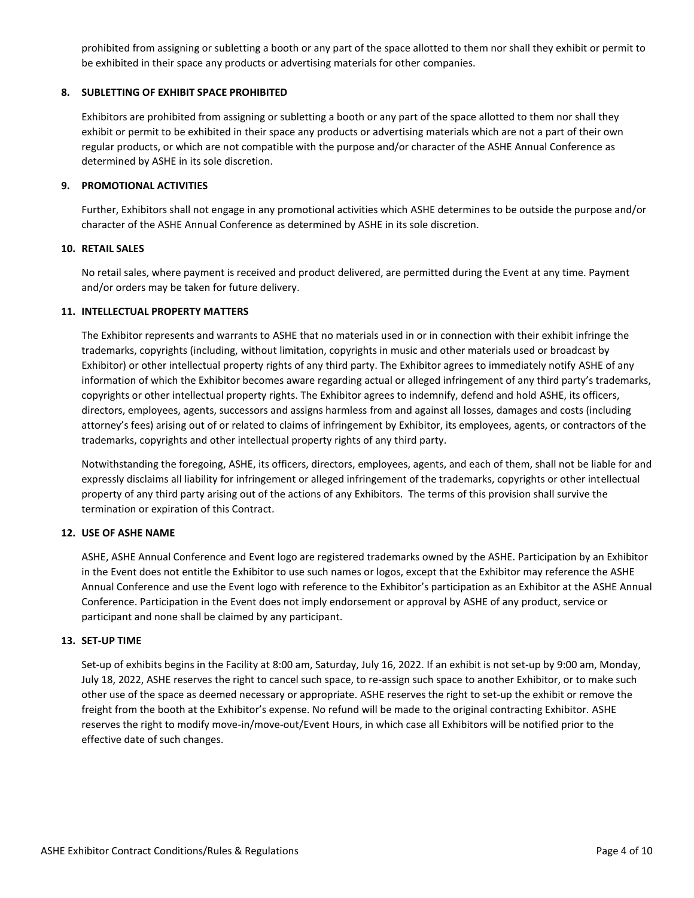prohibited from assigning or subletting a booth or any part of the space allotted to them nor shall they exhibit or permit to be exhibited in their space any products or advertising materials for other companies.

## 8. SUBLETTING OF EXHIBIT SPACE PROHIBITED

Exhibitors are prohibited from assigning or subletting a booth or any part of the space allotted to them nor shall they exhibit or permit to be exhibited in their space any products or advertising materials which are not a part of their own regular products, or which are not compatible with the purpose and/or character of the ASHE Annual Conference as determined by ASHE in its sole discretion.

## 9. PROMOTIONAL ACTIVITIES

Further, Exhibitors shall not engage in any promotional activities which ASHE determines to be outside the purpose and/or character of the ASHE Annual Conference as determined by ASHE in its sole discretion.

## 10. RETAIL SALES

No retail sales, where payment is received and product delivered, are permitted during the Event at any time. Payment and/or orders may be taken for future delivery.

## 11. INTELLECTUAL PROPERTY MATTERS

The Exhibitor represents and warrants to ASHE that no materials used in or in connection with their exhibit infringe the trademarks, copyrights (including, without limitation, copyrights in music and other materials used or broadcast by Exhibitor) or other intellectual property rights of any third party. The Exhibitor agrees to immediately notify ASHE of any information of which the Exhibitor becomes aware regarding actual or alleged infringement of any third party's trademarks, copyrights or other intellectual property rights. The Exhibitor agrees to indemnify, defend and hold ASHE, its officers, directors, employees, agents, successors and assigns harmless from and against all losses, damages and costs (including attorney's fees) arising out of or related to claims of infringement by Exhibitor, its employees, agents, or contractors of the trademarks, copyrights and other intellectual property rights of any third party.

Notwithstanding the foregoing, ASHE, its officers, directors, employees, agents, and each of them, shall not be liable for and expressly disclaims all liability for infringement or alleged infringement of the trademarks, copyrights or other intellectual property of any third party arising out of the actions of any Exhibitors. The terms of this provision shall survive the termination or expiration of this Contract.

## 12. USE OF ASHE NAME

ASHE, ASHE Annual Conference and Event logo are registered trademarks owned by the ASHE. Participation by an Exhibitor in the Event does not entitle the Exhibitor to use such names or logos, except that the Exhibitor may reference the ASHE Annual Conference and use the Event logo with reference to the Exhibitor's participation as an Exhibitor at the ASHE Annual Conference. Participation in the Event does not imply endorsement or approval by ASHE of any product, service or participant and none shall be claimed by any participant.

## 13. SET-UP TIME

Set-up of exhibits begins in the Facility at 8:00 am, Saturday, July 16, 2022. If an exhibit is not set-up by 9:00 am, Monday, July 18, 2022, ASHE reserves the right to cancel such space, to re-assign such space to another Exhibitor, or to make such other use of the space as deemed necessary or appropriate. ASHE reserves the right to set-up the exhibit or remove the freight from the booth at the Exhibitor's expense. No refund will be made to the original contracting Exhibitor. ASHE reserves the right to modify move-in/move-out/Event Hours, in which case all Exhibitors will be notified prior to the effective date of such changes.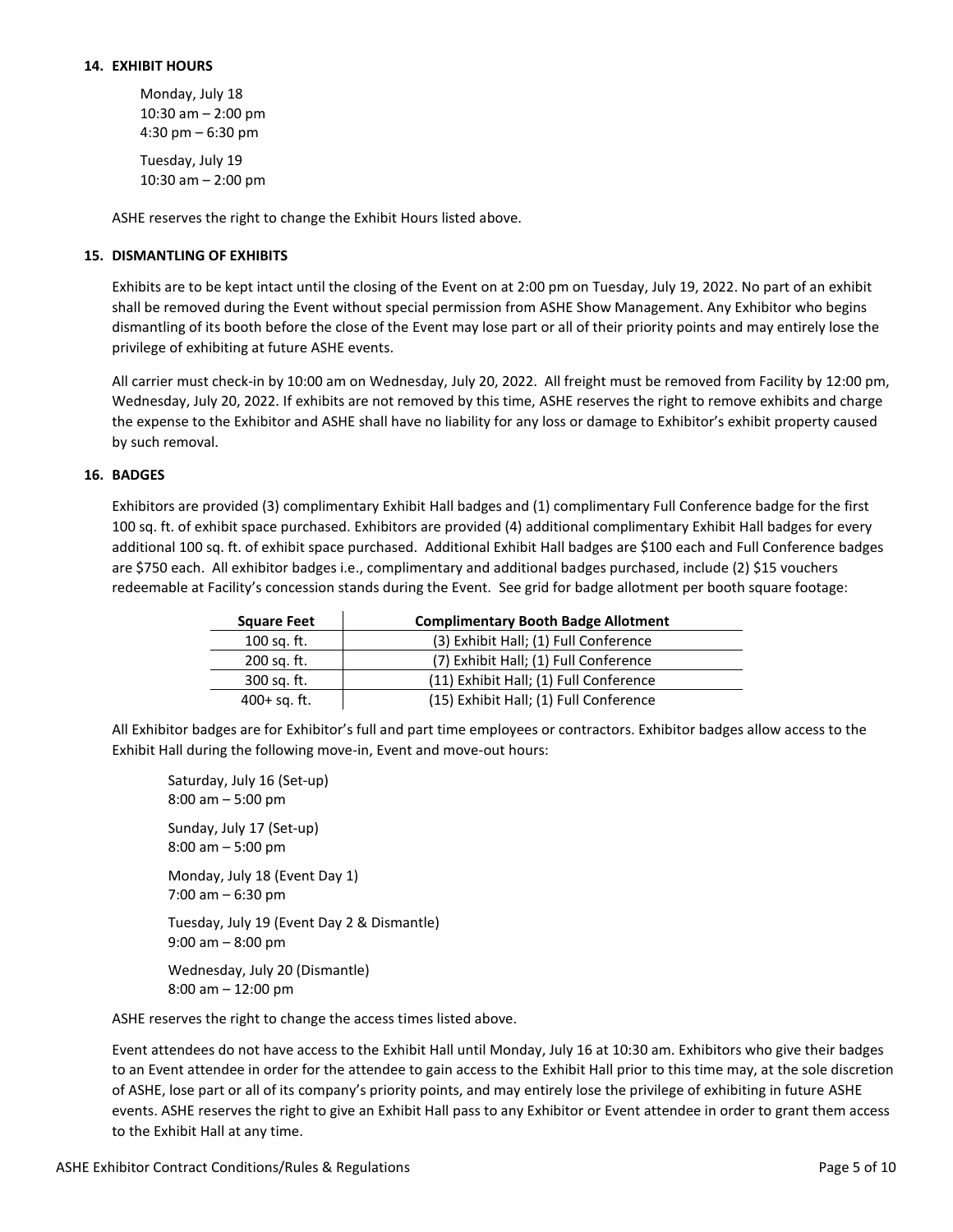**14. EXHIBIT HOURS**

Monday, July 18
10:30 am – 2:00 pm
4:30 pm – 6:30 pm

Tuesday, July 19
10:30 am – 2:00 pm

ASHE reserves the right to change the Exhibit Hours listed above.

**15. DISMANTLING OF EXHIBITS**

Exhibits are to be kept intact until the closing of the Event on at 2:00 pm on Tuesday, July 19, 2022. No part of an exhibit shall be removed during the Event without special permission from ASHE Show Management. Any Exhibitor who begins dismantling of its booth before the close of the Event may lose part or all of their priority points and may entirely lose the privilege of exhibiting at future ASHE events.

All carrier must check-in by 10:00 am on Wednesday, July 20, 2022. All freight must be removed from Facility by 12:00 pm, Wednesday, July 20, 2022. If exhibits are not removed by this time, ASHE reserves the right to remove exhibits and charge the expense to the Exhibitor and ASHE shall have no liability for any loss or damage to Exhibitor's exhibit property caused by such removal.

**16. BADGES**

Exhibitors are provided (3) complimentary Exhibit Hall badges and (1) complimentary Full Conference badge for the first 100 sq. ft. of exhibit space purchased. Exhibitors are provided (4) additional complimentary Exhibit Hall badges for every additional 100 sq. ft. of exhibit space purchased. Additional Exhibit Hall badges are $100 each and Full Conference badges are $750 each. All exhibitor badges i.e., complimentary and additional badges purchased, include (2) $15 vouchers redeemable at Facility's concession stands during the Event. See grid for badge allotment per booth square footage:

| Square Feet | Complimentary Booth Badge Allotment |
|---|---|
| 100 sq. ft. | (3) Exhibit Hall; (1) Full Conference |
| 200 sq. ft. | (7) Exhibit Hall; (1) Full Conference |
| 300 sq. ft. | (11) Exhibit Hall; (1) Full Conference |
| 400+ sq. ft. | (15) Exhibit Hall; (1) Full Conference |

All Exhibitor badges are for Exhibitor's full and part time employees or contractors. Exhibitor badges allow access to the Exhibit Hall during the following move-in, Event and move-out hours:

Saturday, July 16 (Set-up)
8:00 am – 5:00 pm

Sunday, July 17 (Set-up)
8:00 am – 5:00 pm

Monday, July 18 (Event Day 1)
7:00 am – 6:30 pm

Tuesday, July 19 (Event Day 2 & Dismantle)
9:00 am – 8:00 pm

Wednesday, July 20 (Dismantle)
8:00 am – 12:00 pm

ASHE reserves the right to change the access times listed above.

Event attendees do not have access to the Exhibit Hall until Monday, July 16 at 10:30 am. Exhibitors who give their badges to an Event attendee in order for the attendee to gain access to the Exhibit Hall prior to this time may, at the sole discretion of ASHE, lose part or all of its company's priority points, and may entirely lose the privilege of exhibiting in future ASHE events. ASHE reserves the right to give an Exhibit Hall pass to any Exhibitor or Event attendee in order to grant them access to the Exhibit Hall at any time.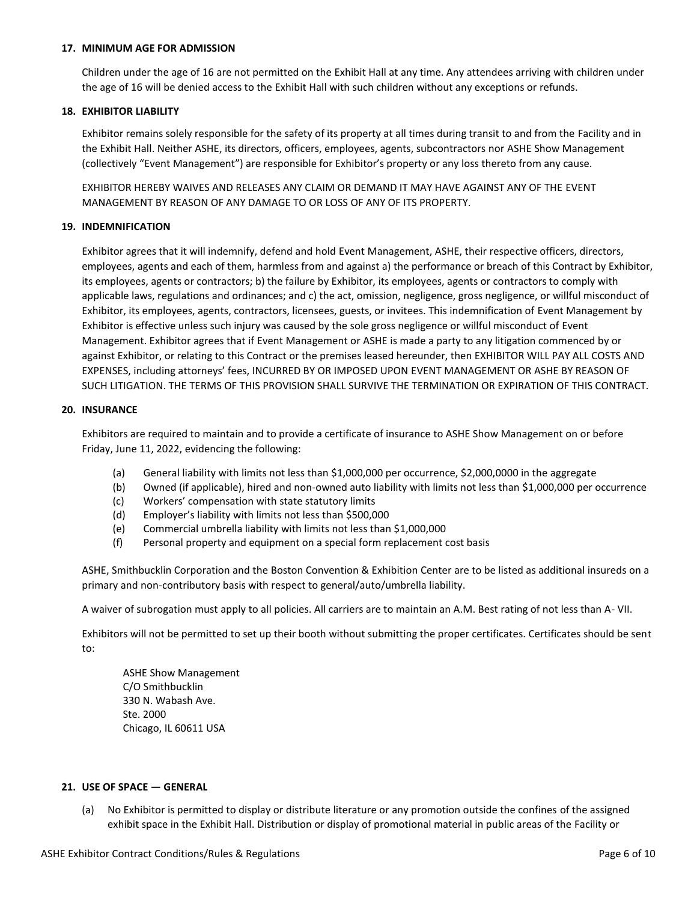## 17. MINIMUM AGE FOR ADMISSION

Children under the age of 16 are not permitted on the Exhibit Hall at any time. Any attendees arriving with children under the age of 16 will be denied access to the Exhibit Hall with such children without any exceptions or refunds.

## 18. EXHIBITOR LIABILITY

Exhibitor remains solely responsible for the safety of its property at all times during transit to and from the Facility and in the Exhibit Hall. Neither ASHE, its directors, officers, employees, agents, subcontractors nor ASHE Show Management (collectively "Event Management") are responsible for Exhibitor's property or any loss thereto from any cause.

EXHIBITOR HEREBY WAIVES AND RELEASES ANY CLAIM OR DEMAND IT MAY HAVE AGAINST ANY OF THE EVENT MANAGEMENT BY REASON OF ANY DAMAGE TO OR LOSS OF ANY OF ITS PROPERTY.

## 19. INDEMNIFICATION

Exhibitor agrees that it will indemnify, defend and hold Event Management, ASHE, their respective officers, directors, employees, agents and each of them, harmless from and against a) the performance or breach of this Contract by Exhibitor, its employees, agents or contractors; b) the failure by Exhibitor, its employees, agents or contractors to comply with applicable laws, regulations and ordinances; and c) the act, omission, negligence, gross negligence, or willful misconduct of Exhibitor, its employees, agents, contractors, licensees, guests, or invitees. This indemnification of Event Management by Exhibitor is effective unless such injury was caused by the sole gross negligence or willful misconduct of Event Management. Exhibitor agrees that if Event Management or ASHE is made a party to any litigation commenced by or against Exhibitor, or relating to this Contract or the premises leased hereunder, then EXHIBITOR WILL PAY ALL COSTS AND EXPENSES, including attorneys' fees, INCURRED BY OR IMPOSED UPON EVENT MANAGEMENT OR ASHE BY REASON OF SUCH LITIGATION. THE TERMS OF THIS PROVISION SHALL SURVIVE THE TERMINATION OR EXPIRATION OF THIS CONTRACT.

## 20. INSURANCE

Exhibitors are required to maintain and to provide a certificate of insurance to ASHE Show Management on or before Friday, June 11, 2022, evidencing the following:

(a) General liability with limits not less than $1,000,000 per occurrence, $2,000,0000 in the aggregate
(b) Owned (if applicable), hired and non-owned auto liability with limits not less than $1,000,000 per occurrence
(c) Workers' compensation with state statutory limits
(d) Employer's liability with limits not less than $500,000
(e) Commercial umbrella liability with limits not less than $1,000,000
(f) Personal property and equipment on a special form replacement cost basis

ASHE, Smithbucklin Corporation and the Boston Convention & Exhibition Center are to be listed as additional insureds on a primary and non-contributory basis with respect to general/auto/umbrella liability.

A waiver of subrogation must apply to all policies. All carriers are to maintain an A.M. Best rating of not less than A- VII.

Exhibitors will not be permitted to set up their booth without submitting the proper certificates. Certificates should be sent to:

ASHE Show Management
C/O Smithbucklin
330 N. Wabash Ave.
Ste. 2000
Chicago, IL 60611 USA

## 21. USE OF SPACE — GENERAL

(a) No Exhibitor is permitted to display or distribute literature or any promotion outside the confines of the assigned exhibit space in the Exhibit Hall. Distribution or display of promotional material in public areas of the Facility or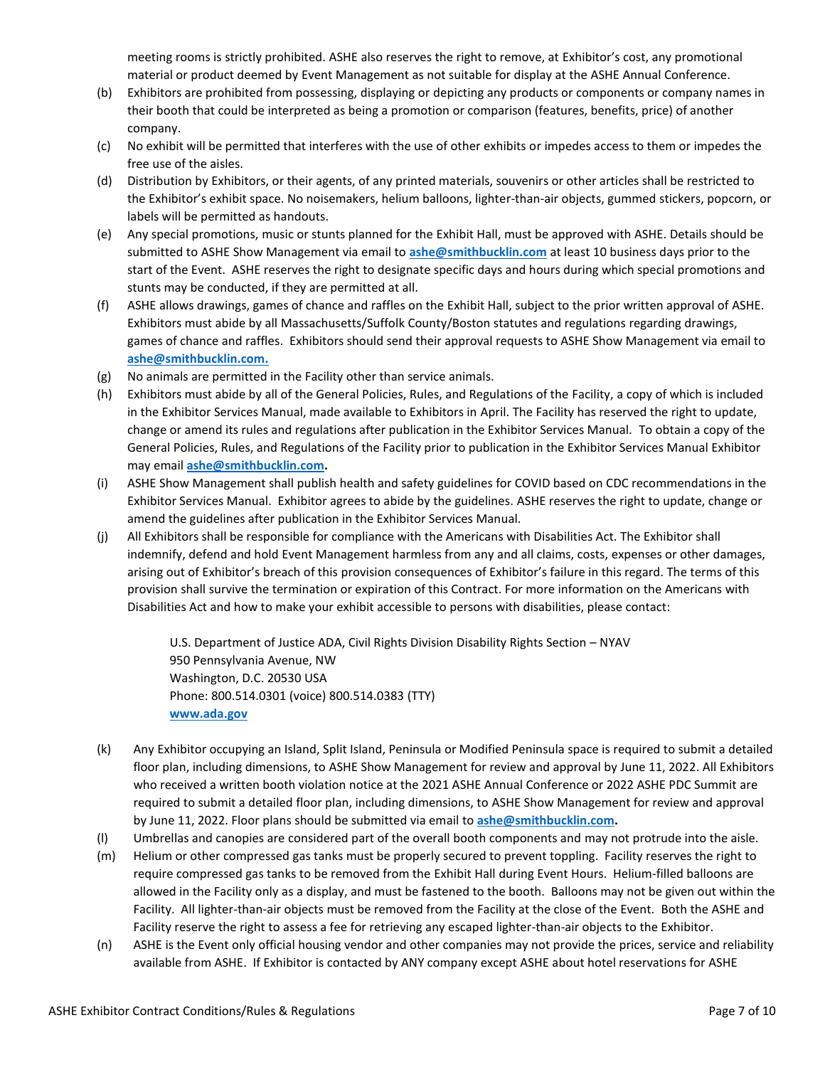meeting rooms is strictly prohibited. ASHE also reserves the right to remove, at Exhibitor's cost, any promotional material or product deemed by Event Management as not suitable for display at the ASHE Annual Conference.

(b) Exhibitors are prohibited from possessing, displaying or depicting any products or components or company names in their booth that could be interpreted as being a promotion or comparison (features, benefits, price) of another company.

(c) No exhibit will be permitted that interferes with the use of other exhibits or impedes access to them or impedes the free use of the aisles.

(d) Distribution by Exhibitors, or their agents, of any printed materials, souvenirs or other articles shall be restricted to the Exhibitor's exhibit space. No noisemakers, helium balloons, lighter-than-air objects, gummed stickers, popcorn, or labels will be permitted as handouts.

(e) Any special promotions, music or stunts planned for the Exhibit Hall, must be approved with ASHE. Details should be submitted to ASHE Show Management via email to **[ashe@smithbucklin.com](mailto:ashe@smithbucklin.com)** at least 10 business days prior to the start of the Event. ASHE reserves the right to designate specific days and hours during which special promotions and stunts may be conducted, if they are permitted at all.

(f) ASHE allows drawings, games of chance and raffles on the Exhibit Hall, subject to the prior written approval of ASHE. Exhibitors must abide by all Massachusetts/Suffolk County/Boston statutes and regulations regarding drawings, games of chance and raffles. Exhibitors should send their approval requests to ASHE Show Management via email to **[ashe@smithbucklin.com.](mailto:ashe@smithbucklin.com)**

(g) No animals are permitted in the Facility other than service animals.

(h) Exhibitors must abide by all of the General Policies, Rules, and Regulations of the Facility, a copy of which is included in the Exhibitor Services Manual, made available to Exhibitors in April. The Facility has reserved the right to update, change or amend its rules and regulations after publication in the Exhibitor Services Manual. To obtain a copy of the General Policies, Rules, and Regulations of the Facility prior to publication in the Exhibitor Services Manual Exhibitor may email **[ashe@smithbucklin.com](mailto:ashe@smithbucklin.com).**

(i) ASHE Show Management shall publish health and safety guidelines for COVID based on CDC recommendations in the Exhibitor Services Manual. Exhibitor agrees to abide by the guidelines. ASHE reserves the right to update, change or amend the guidelines after publication in the Exhibitor Services Manual.

(j) All Exhibitors shall be responsible for compliance with the Americans with Disabilities Act. The Exhibitor shall indemnify, defend and hold Event Management harmless from any and all claims, costs, expenses or other damages, arising out of Exhibitor's breach of this provision consequences of Exhibitor's failure in this regard. The terms of this provision shall survive the termination or expiration of this Contract. For more information on the Americans with Disabilities Act and how to make your exhibit accessible to persons with disabilities, please contact:

    U.S. Department of Justice ADA, Civil Rights Division Disability Rights Section – NYAV
    950 Pennsylvania Avenue, NW
    Washington, D.C. 20530 USA
    Phone: 800.514.0301 (voice) 800.514.0383 (TTY)
    **[www.ada.gov](http://www.ada.gov)**

(k) Any Exhibitor occupying an Island, Split Island, Peninsula or Modified Peninsula space is required to submit a detailed floor plan, including dimensions, to ASHE Show Management for review and approval by June 11, 2022. All Exhibitors who received a written booth violation notice at the 2021 ASHE Annual Conference or 2022 ASHE PDC Summit are required to submit a detailed floor plan, including dimensions, to ASHE Show Management for review and approval by June 11, 2022. Floor plans should be submitted via email to **[ashe@smithbucklin.com](mailto:ashe@smithbucklin.com).**

(l) Umbrellas and canopies are considered part of the overall booth components and may not protrude into the aisle.

(m) Helium or other compressed gas tanks must be properly secured to prevent toppling. Facility reserves the right to require compressed gas tanks to be removed from the Exhibit Hall during Event Hours. Helium-filled balloons are allowed in the Facility only as a display, and must be fastened to the booth. Balloons may not be given out within the Facility. All lighter-than-air objects must be removed from the Facility at the close of the Event. Both the ASHE and Facility reserve the right to assess a fee for retrieving any escaped lighter-than-air objects to the Exhibitor.

(n) ASHE is the Event only official housing vendor and other companies may not provide the prices, service and reliability available from ASHE. If Exhibitor is contacted by ANY company except ASHE about hotel reservations for ASHE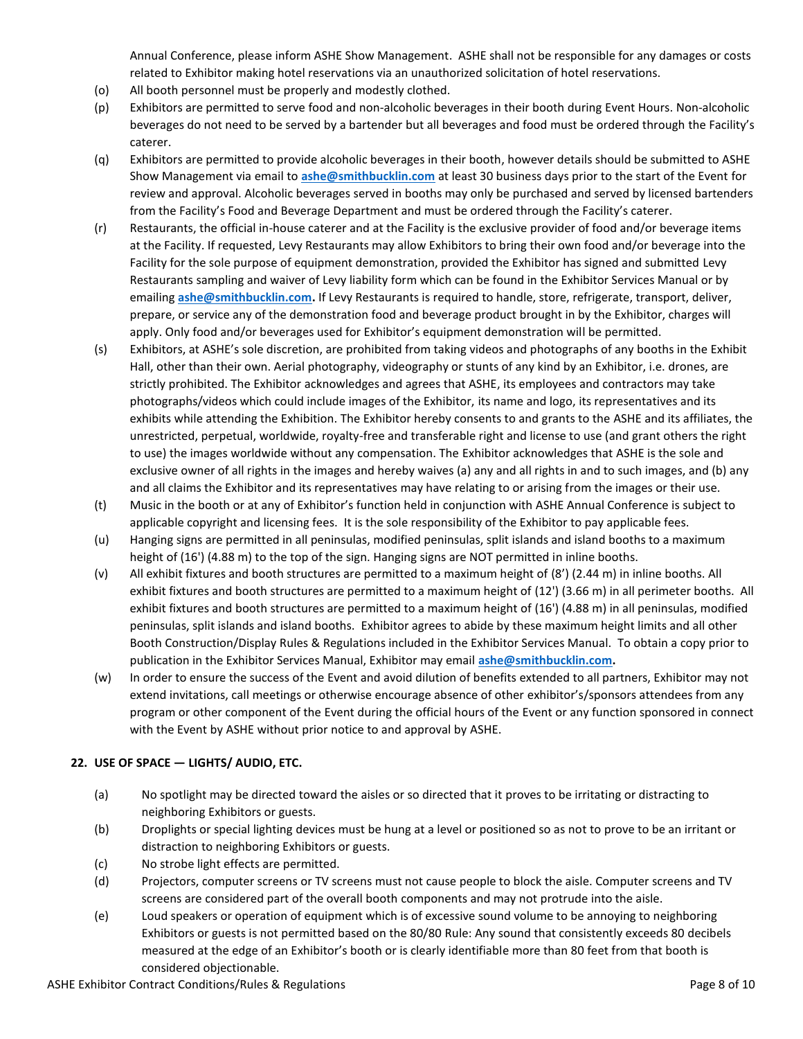Annual Conference, please inform ASHE Show Management. ASHE shall not be responsible for any damages or costs related to Exhibitor making hotel reservations via an unauthorized solicitation of hotel reservations.

(o) All booth personnel must be properly and modestly clothed.

(p) Exhibitors are permitted to serve food and non-alcoholic beverages in their booth during Event Hours. Non-alcoholic beverages do not need to be served by a bartender but all beverages and food must be ordered through the Facility's caterer.

(q) Exhibitors are permitted to provide alcoholic beverages in their booth, however details should be submitted to ASHE Show Management via email to **ashe@smithbucklin.com** at least 30 business days prior to the start of the Event for review and approval. Alcoholic beverages served in booths may only be purchased and served by licensed bartenders from the Facility's Food and Beverage Department and must be ordered through the Facility's caterer.

(r) Restaurants, the official in-house caterer and at the Facility is the exclusive provider of food and/or beverage items at the Facility. If requested, Levy Restaurants may allow Exhibitors to bring their own food and/or beverage into the Facility for the sole purpose of equipment demonstration, provided the Exhibitor has signed and submitted Levy Restaurants sampling and waiver of Levy liability form which can be found in the Exhibitor Services Manual or by emailing **ashe@smithbucklin.com.** If Levy Restaurants is required to handle, store, refrigerate, transport, deliver, prepare, or service any of the demonstration food and beverage product brought in by the Exhibitor, charges will apply. Only food and/or beverages used for Exhibitor's equipment demonstration will be permitted.

(s) Exhibitors, at ASHE's sole discretion, are prohibited from taking videos and photographs of any booths in the Exhibit Hall, other than their own. Aerial photography, videography or stunts of any kind by an Exhibitor, i.e. drones, are strictly prohibited. The Exhibitor acknowledges and agrees that ASHE, its employees and contractors may take photographs/videos which could include images of the Exhibitor, its name and logo, its representatives and its exhibits while attending the Exhibition. The Exhibitor hereby consents to and grants to the ASHE and its affiliates, the unrestricted, perpetual, worldwide, royalty-free and transferable right and license to use (and grant others the right to use) the images worldwide without any compensation. The Exhibitor acknowledges that ASHE is the sole and exclusive owner of all rights in the images and hereby waives (a) any and all rights in and to such images, and (b) any and all claims the Exhibitor and its representatives may have relating to or arising from the images or their use.

(t) Music in the booth or at any of Exhibitor's function held in conjunction with ASHE Annual Conference is subject to applicable copyright and licensing fees. It is the sole responsibility of the Exhibitor to pay applicable fees.

(u) Hanging signs are permitted in all peninsulas, modified peninsulas, split islands and island booths to a maximum height of (16') (4.88 m) to the top of the sign. Hanging signs are NOT permitted in inline booths.

(v) All exhibit fixtures and booth structures are permitted to a maximum height of (8') (2.44 m) in inline booths. All exhibit fixtures and booth structures are permitted to a maximum height of (12') (3.66 m) in all perimeter booths. All exhibit fixtures and booth structures are permitted to a maximum height of (16') (4.88 m) in all peninsulas, modified peninsulas, split islands and island booths. Exhibitor agrees to abide by these maximum height limits and all other Booth Construction/Display Rules & Regulations included in the Exhibitor Services Manual. To obtain a copy prior to publication in the Exhibitor Services Manual, Exhibitor may email **ashe@smithbucklin.com.**

(w) In order to ensure the success of the Event and avoid dilution of benefits extended to all partners, Exhibitor may not extend invitations, call meetings or otherwise encourage absence of other exhibitor's/sponsors attendees from any program or other component of the Event during the official hours of the Event or any function sponsored in connect with the Event by ASHE without prior notice to and approval by ASHE.

**22. USE OF SPACE — LIGHTS/ AUDIO, ETC.**

(a) No spotlight may be directed toward the aisles or so directed that it proves to be irritating or distracting to neighboring Exhibitors or guests.

(b) Droplights or special lighting devices must be hung at a level or positioned so as not to prove to be an irritant or distraction to neighboring Exhibitors or guests.

(c) No strobe light effects are permitted.

(d) Projectors, computer screens or TV screens must not cause people to block the aisle. Computer screens and TV screens are considered part of the overall booth components and may not protrude into the aisle.

(e) Loud speakers or operation of equipment which is of excessive sound volume to be annoying to neighboring Exhibitors or guests is not permitted based on the 80/80 Rule: Any sound that consistently exceeds 80 decibels measured at the edge of an Exhibitor's booth or is clearly identifiable more than 80 feet from that booth is considered objectionable.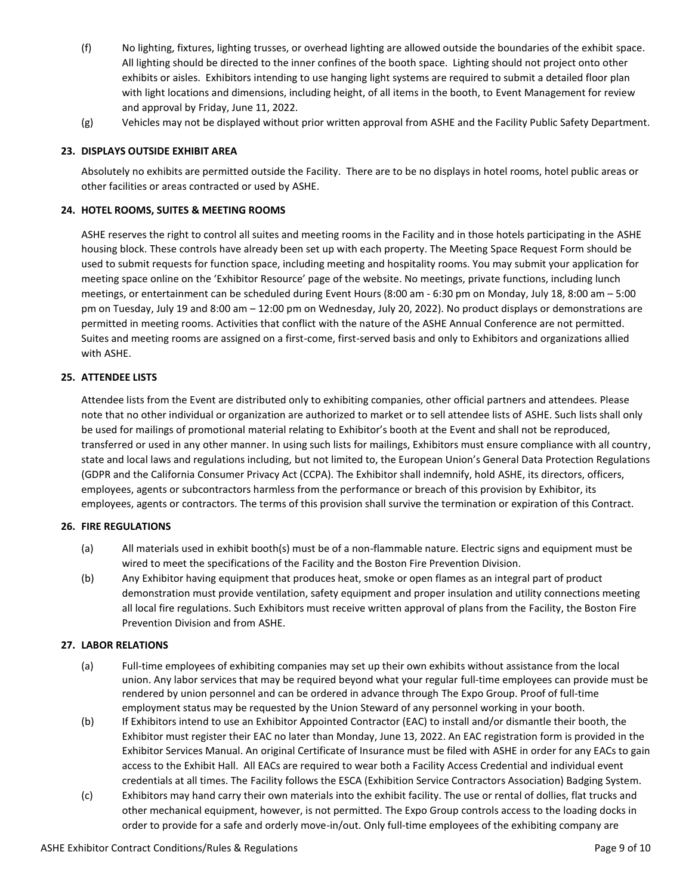(f) No lighting, fixtures, lighting trusses, or overhead lighting are allowed outside the boundaries of the exhibit space. All lighting should be directed to the inner confines of the booth space. Lighting should not project onto other exhibits or aisles. Exhibitors intending to use hanging light systems are required to submit a detailed floor plan with light locations and dimensions, including height, of all items in the booth, to Event Management for review and approval by Friday, June 11, 2022.

(g) Vehicles may not be displayed without prior written approval from ASHE and the Facility Public Safety Department.

**23. DISPLAYS OUTSIDE EXHIBIT AREA**

Absolutely no exhibits are permitted outside the Facility. There are to be no displays in hotel rooms, hotel public areas or other facilities or areas contracted or used by ASHE.

**24. HOTEL ROOMS, SUITES & MEETING ROOMS**

ASHE reserves the right to control all suites and meeting rooms in the Facility and in those hotels participating in the ASHE housing block. These controls have already been set up with each property. The Meeting Space Request Form should be used to submit requests for function space, including meeting and hospitality rooms. You may submit your application for meeting space online on the 'Exhibitor Resource' page of the website. No meetings, private functions, including lunch meetings, or entertainment can be scheduled during Event Hours (8:00 am - 6:30 pm on Monday, July 18, 8:00 am – 5:00 pm on Tuesday, July 19 and 8:00 am – 12:00 pm on Wednesday, July 20, 2022). No product displays or demonstrations are permitted in meeting rooms. Activities that conflict with the nature of the ASHE Annual Conference are not permitted. Suites and meeting rooms are assigned on a first-come, first-served basis and only to Exhibitors and organizations allied with ASHE.

**25. ATTENDEE LISTS**

Attendee lists from the Event are distributed only to exhibiting companies, other official partners and attendees. Please note that no other individual or organization are authorized to market or to sell attendee lists of ASHE. Such lists shall only be used for mailings of promotional material relating to Exhibitor's booth at the Event and shall not be reproduced, transferred or used in any other manner. In using such lists for mailings, Exhibitors must ensure compliance with all country, state and local laws and regulations including, but not limited to, the European Union's General Data Protection Regulations (GDPR and the California Consumer Privacy Act (CCPA). The Exhibitor shall indemnify, hold ASHE, its directors, officers, employees, agents or subcontractors harmless from the performance or breach of this provision by Exhibitor, its employees, agents or contractors. The terms of this provision shall survive the termination or expiration of this Contract.

**26. FIRE REGULATIONS**

(a) All materials used in exhibit booth(s) must be of a non-flammable nature. Electric signs and equipment must be wired to meet the specifications of the Facility and the Boston Fire Prevention Division.

(b) Any Exhibitor having equipment that produces heat, smoke or open flames as an integral part of product demonstration must provide ventilation, safety equipment and proper insulation and utility connections meeting all local fire regulations. Such Exhibitors must receive written approval of plans from the Facility, the Boston Fire Prevention Division and from ASHE.

**27. LABOR RELATIONS**

(a) Full-time employees of exhibiting companies may set up their own exhibits without assistance from the local union. Any labor services that may be required beyond what your regular full-time employees can provide must be rendered by union personnel and can be ordered in advance through The Expo Group. Proof of full-time employment status may be requested by the Union Steward of any personnel working in your booth.

(b) If Exhibitors intend to use an Exhibitor Appointed Contractor (EAC) to install and/or dismantle their booth, the Exhibitor must register their EAC no later than Monday, June 13, 2022. An EAC registration form is provided in the Exhibitor Services Manual. An original Certificate of Insurance must be filed with ASHE in order for any EACs to gain access to the Exhibit Hall. All EACs are required to wear both a Facility Access Credential and individual event credentials at all times. The Facility follows the ESCA (Exhibition Service Contractors Association) Badging System.

(c) Exhibitors may hand carry their own materials into the exhibit facility. The use or rental of dollies, flat trucks and other mechanical equipment, however, is not permitted. The Expo Group controls access to the loading docks in order to provide for a safe and orderly move-in/out. Only full-time employees of the exhibiting company are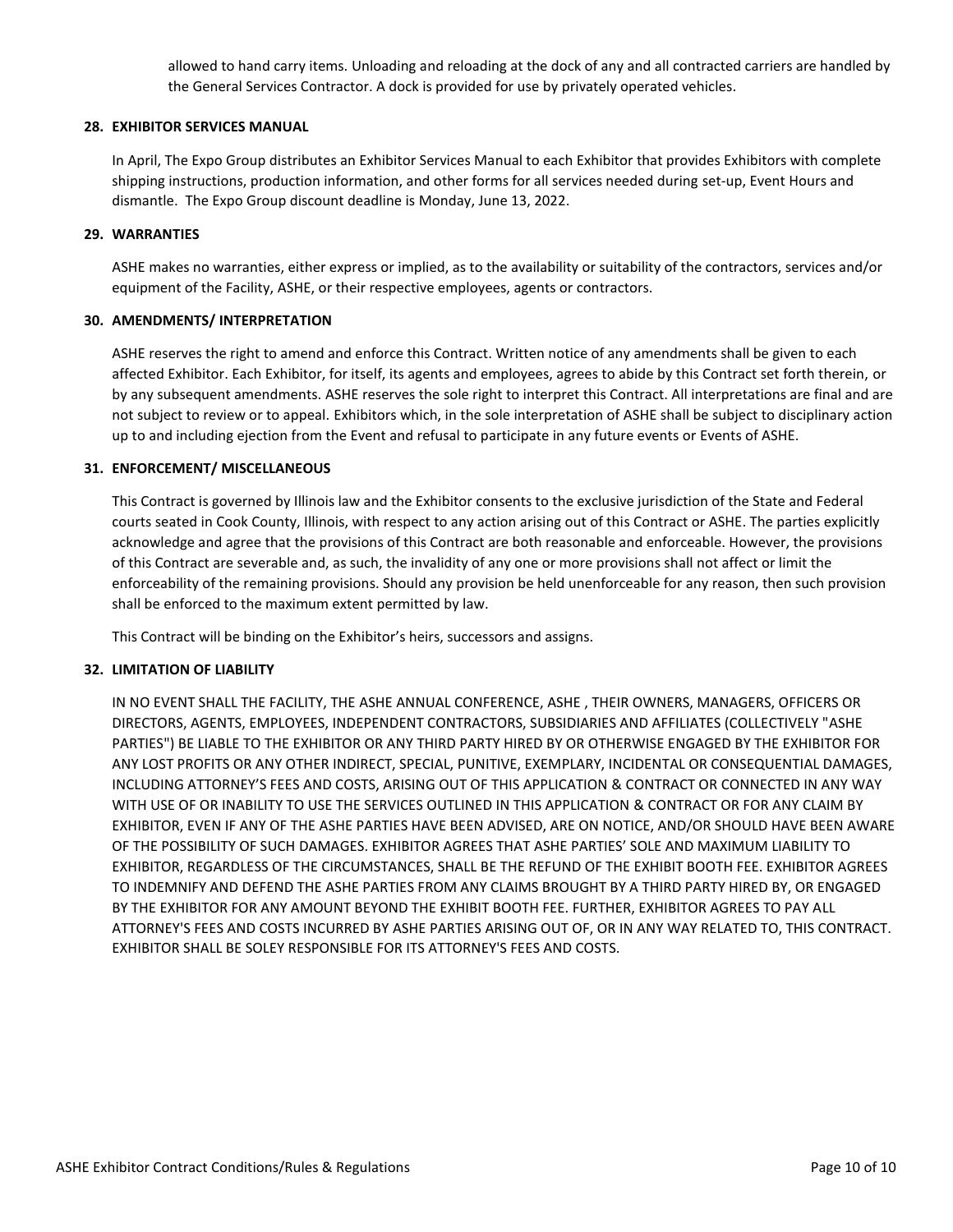allowed to hand carry items. Unloading and reloading at the dock of any and all contracted carriers are handled by the General Services Contractor. A dock is provided for use by privately operated vehicles.

**28. EXHIBITOR SERVICES MANUAL**

In April, The Expo Group distributes an Exhibitor Services Manual to each Exhibitor that provides Exhibitors with complete shipping instructions, production information, and other forms for all services needed during set-up, Event Hours and dismantle. The Expo Group discount deadline is Monday, June 13, 2022.

**29. WARRANTIES**

ASHE makes no warranties, either express or implied, as to the availability or suitability of the contractors, services and/or equipment of the Facility, ASHE, or their respective employees, agents or contractors.

**30. AMENDMENTS/ INTERPRETATION**

ASHE reserves the right to amend and enforce this Contract. Written notice of any amendments shall be given to each affected Exhibitor. Each Exhibitor, for itself, its agents and employees, agrees to abide by this Contract set forth therein, or by any subsequent amendments. ASHE reserves the sole right to interpret this Contract. All interpretations are final and are not subject to review or to appeal. Exhibitors which, in the sole interpretation of ASHE shall be subject to disciplinary action up to and including ejection from the Event and refusal to participate in any future events or Events of ASHE.

**31. ENFORCEMENT/ MISCELLANEOUS**

This Contract is governed by Illinois law and the Exhibitor consents to the exclusive jurisdiction of the State and Federal courts seated in Cook County, Illinois, with respect to any action arising out of this Contract or ASHE. The parties explicitly acknowledge and agree that the provisions of this Contract are both reasonable and enforceable. However, the provisions of this Contract are severable and, as such, the invalidity of any one or more provisions shall not affect or limit the enforceability of the remaining provisions. Should any provision be held unenforceable for any reason, then such provision shall be enforced to the maximum extent permitted by law.

This Contract will be binding on the Exhibitor's heirs, successors and assigns.

**32. LIMITATION OF LIABILITY**

IN NO EVENT SHALL THE FACILITY, THE ASHE ANNUAL CONFERENCE, ASHE , THEIR OWNERS, MANAGERS, OFFICERS OR DIRECTORS, AGENTS, EMPLOYEES, INDEPENDENT CONTRACTORS, SUBSIDIARIES AND AFFILIATES (COLLECTIVELY "ASHE PARTIES") BE LIABLE TO THE EXHIBITOR OR ANY THIRD PARTY HIRED BY OR OTHERWISE ENGAGED BY THE EXHIBITOR FOR ANY LOST PROFITS OR ANY OTHER INDIRECT, SPECIAL, PUNITIVE, EXEMPLARY, INCIDENTAL OR CONSEQUENTIAL DAMAGES, INCLUDING ATTORNEY'S FEES AND COSTS, ARISING OUT OF THIS APPLICATION & CONTRACT OR CONNECTED IN ANY WAY WITH USE OF OR INABILITY TO USE THE SERVICES OUTLINED IN THIS APPLICATION & CONTRACT OR FOR ANY CLAIM BY EXHIBITOR, EVEN IF ANY OF THE ASHE PARTIES HAVE BEEN ADVISED, ARE ON NOTICE, AND/OR SHOULD HAVE BEEN AWARE OF THE POSSIBILITY OF SUCH DAMAGES. EXHIBITOR AGREES THAT ASHE PARTIES' SOLE AND MAXIMUM LIABILITY TO EXHIBITOR, REGARDLESS OF THE CIRCUMSTANCES, SHALL BE THE REFUND OF THE EXHIBIT BOOTH FEE. EXHIBITOR AGREES TO INDEMNIFY AND DEFEND THE ASHE PARTIES FROM ANY CLAIMS BROUGHT BY A THIRD PARTY HIRED BY, OR ENGAGED BY THE EXHIBITOR FOR ANY AMOUNT BEYOND THE EXHIBIT BOOTH FEE. FURTHER, EXHIBITOR AGREES TO PAY ALL ATTORNEY'S FEES AND COSTS INCURRED BY ASHE PARTIES ARISING OUT OF, OR IN ANY WAY RELATED TO, THIS CONTRACT. EXHIBITOR SHALL BE SOLEY RESPONSIBLE FOR ITS ATTORNEY'S FEES AND COSTS.